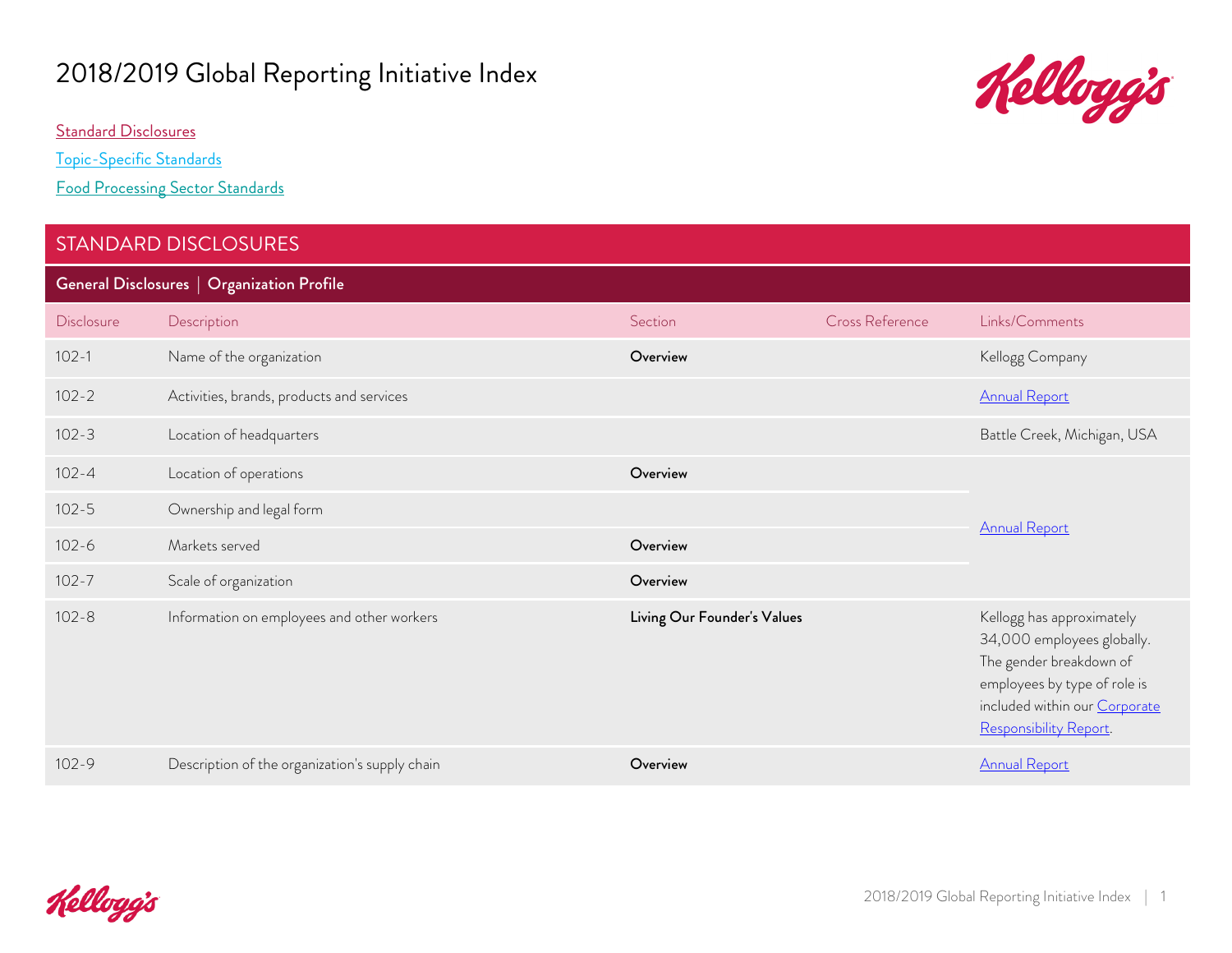# 2018/2019 Global Reporting Initiative Index

Standard Disclosures

Topic-Specific Standards

Food Processing Sector Standards

## STANDARD DISCLOSURES

### General Disclosures | Organization Profile

| Disclosure | Description | Section | Cross Reference | Links/Comments |
|---|---|---|---|---|
| 102-1 | Name of the organization | **Overview** | | Kellogg Company |
| 102-2 | Activities, brands, products and services | | | Annual Report |
| 102-3 | Location of headquarters | | | Battle Creek, Michigan, USA |
| 102-4 | Location of operations | **Overview** | | Annual Report |
| 102-5 | Ownership and legal form | | | Annual Report |
| 102-6 | Markets served | **Overview** | | Annual Report |
| 102-7 | Scale of organization | **Overview** | | Annual Report |
| 102-8 | Information on employees and other workers | **Living Our Founder's Values** | | Kellogg has approximately 34,000 employees globally. The gender breakdown of employees by type of role is included within our Corporate Responsibility Report. |
| 102-9 | Description of the organization's supply chain | **Overview** | | Annual Report |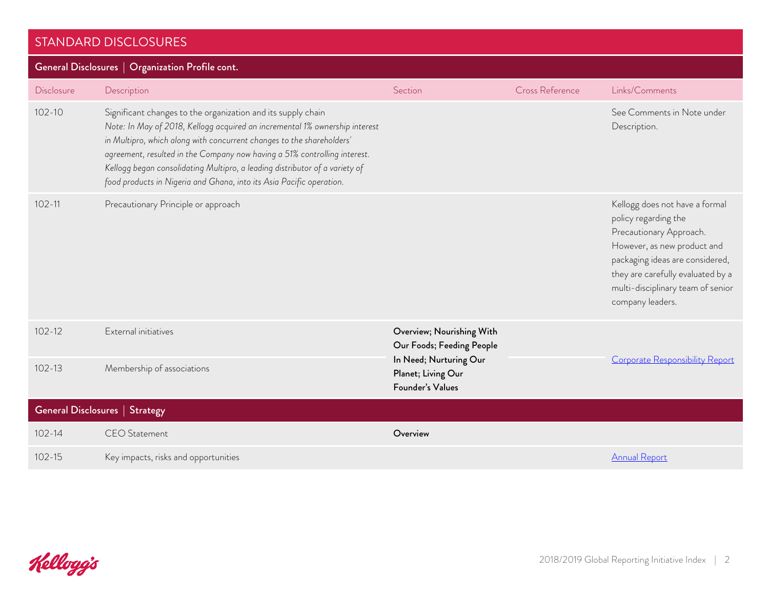## STANDARD DISCLOSURES

### General Disclosures | Organization Profile cont.

| Disclosure | Description | Section | Cross Reference | Links/Comments |
|---|---|---|---|---|
| 102-10 | Significant changes to the organization and its supply chain *Note: In May of 2018, Kellogg acquired an incremental 1% ownership interest in Multipro, which along with concurrent changes to the shareholders' agreement, resulted in the Company now having a 51% controlling interest. Kellogg began consolidating Multipro, a leading distributor of a variety of food products in Nigeria and Ghana, into its Asia Pacific operation.* | | | See Comments in Note under Description. |
| 102-11 | Precautionary Principle or approach | | | Kellogg does not have a formal policy regarding the Precautionary Approach. However, as new product and packaging ideas are considered, they are carefully evaluated by a multi-disciplinary team of senior company leaders. |
| 102-12 | External initiatives | **Overview; Nourishing With Our Foods; Feeding People In Need; Nurturing Our Planet; Living Our Founder's Values** | | Corporate Responsibility Report |
| 102-13 | Membership of associations | **Overview; Nourishing With Our Foods; Feeding People In Need; Nurturing Our Planet; Living Our Founder's Values** | | Corporate Responsibility Report |

### General Disclosures | Strategy

| Disclosure | Description | Section | Cross Reference | Links/Comments |
|---|---|---|---|---|
| 102-14 | CEO Statement | **Overview** | | |
| 102-15 | Key impacts, risks and opportunities | | | Annual Report |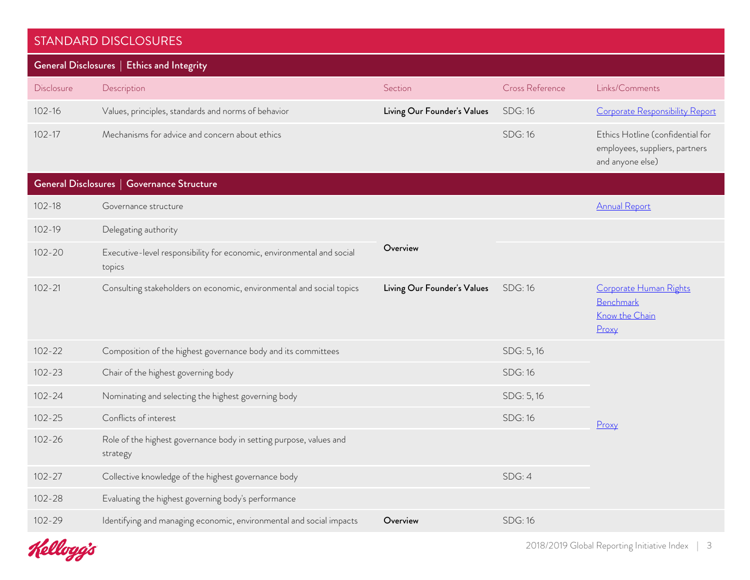## STANDARD DISCLOSURES

### General Disclosures | Ethics and Integrity

| Disclosure | Description | Section | Cross Reference | Links/Comments |
|---|---|---|---|---|
| 102-16 | Values, principles, standards and norms of behavior | **Living Our Founder's Values** | SDG: 16 | Corporate Responsibility Report |
| 102-17 | Mechanisms for advice and concern about ethics | | SDG: 16 | Ethics Hotline (confidential for employees, suppliers, partners and anyone else) |

### General Disclosures | Governance Structure

| Disclosure | Description | Section | Cross Reference | Links/Comments |
|---|---|---|---|---|
| 102-18 | Governance structure | | | Annual Report |
| 102-19 | Delegating authority | **Overview** | | |
| 102-20 | Executive-level responsibility for economic, environmental and social topics | **Overview** | | |
| 102-21 | Consulting stakeholders on economic, environmental and social topics | **Living Our Founder's Values** | SDG: 16 | Corporate Human Rights Benchmark<br>Know the Chain<br>Proxy |
| 102-22 | Composition of the highest governance body and its committees | | SDG: 5, 16 | Proxy |
| 102-23 | Chair of the highest governing body | | SDG: 16 | Proxy |
| 102-24 | Nominating and selecting the highest governing body | | SDG: 5, 16 | Proxy |
| 102-25 | Conflicts of interest | | SDG: 16 | Proxy |
| 102-26 | Role of the highest governance body in setting purpose, values and strategy | | | Proxy |
| 102-27 | Collective knowledge of the highest governance body | | SDG: 4 | Proxy |
| 102-28 | Evaluating the highest governing body's performance | | | Proxy |
| 102-29 | Identifying and managing economic, environmental and social impacts | **Overview** | SDG: 16 | |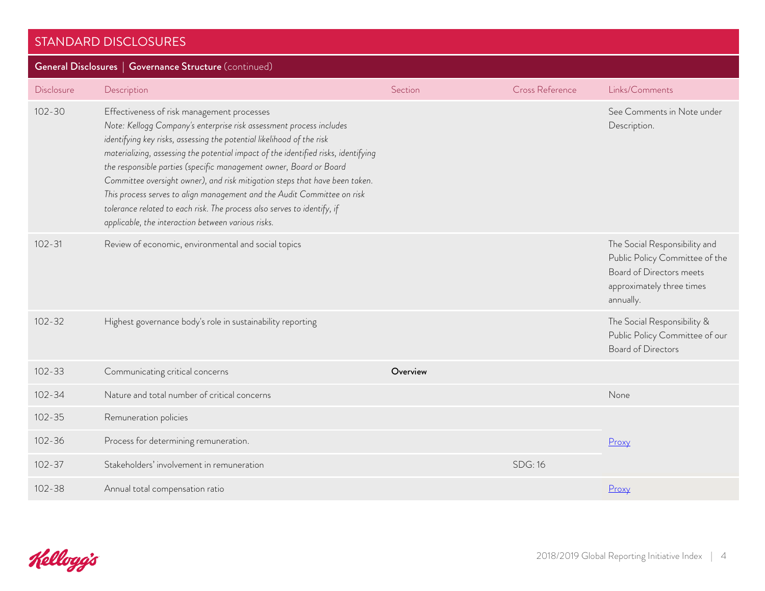## STANDARD DISCLOSURES

### General Disclosures | Governance Structure (continued)

| Disclosure | Description | Section | Cross Reference | Links/Comments |
|---|---|---|---|---|
| 102-30 | Effectiveness of risk management processes<br>*Note: Kellogg Company's enterprise risk assessment process includes identifying key risks, assessing the potential likelihood of the risk materializing, assessing the potential impact of the identified risks, identifying the responsible parties (specific management owner, Board or Board Committee oversight owner), and risk mitigation steps that have been taken. This process serves to align management and the Audit Committee on risk tolerance related to each risk. The process also serves to identify, if applicable, the interaction between various risks.* | | | See Comments in Note under Description. |
| 102-31 | Review of economic, environmental and social topics | | | The Social Responsibility and Public Policy Committee of the Board of Directors meets approximately three times annually. |
| 102-32 | Highest governance body's role in sustainability reporting | | | The Social Responsibility & Public Policy Committee of our Board of Directors |
| 102-33 | Communicating critical concerns | **Overview** | | |
| 102-34 | Nature and total number of critical concerns | | | None |
| 102-35 | Remuneration policies | | | |
| 102-36 | Process for determining remuneration. | | | Proxy |
| 102-37 | Stakeholders' involvement in remuneration | | SDG: 16 | |
| 102-38 | Annual total compensation ratio | | | Proxy |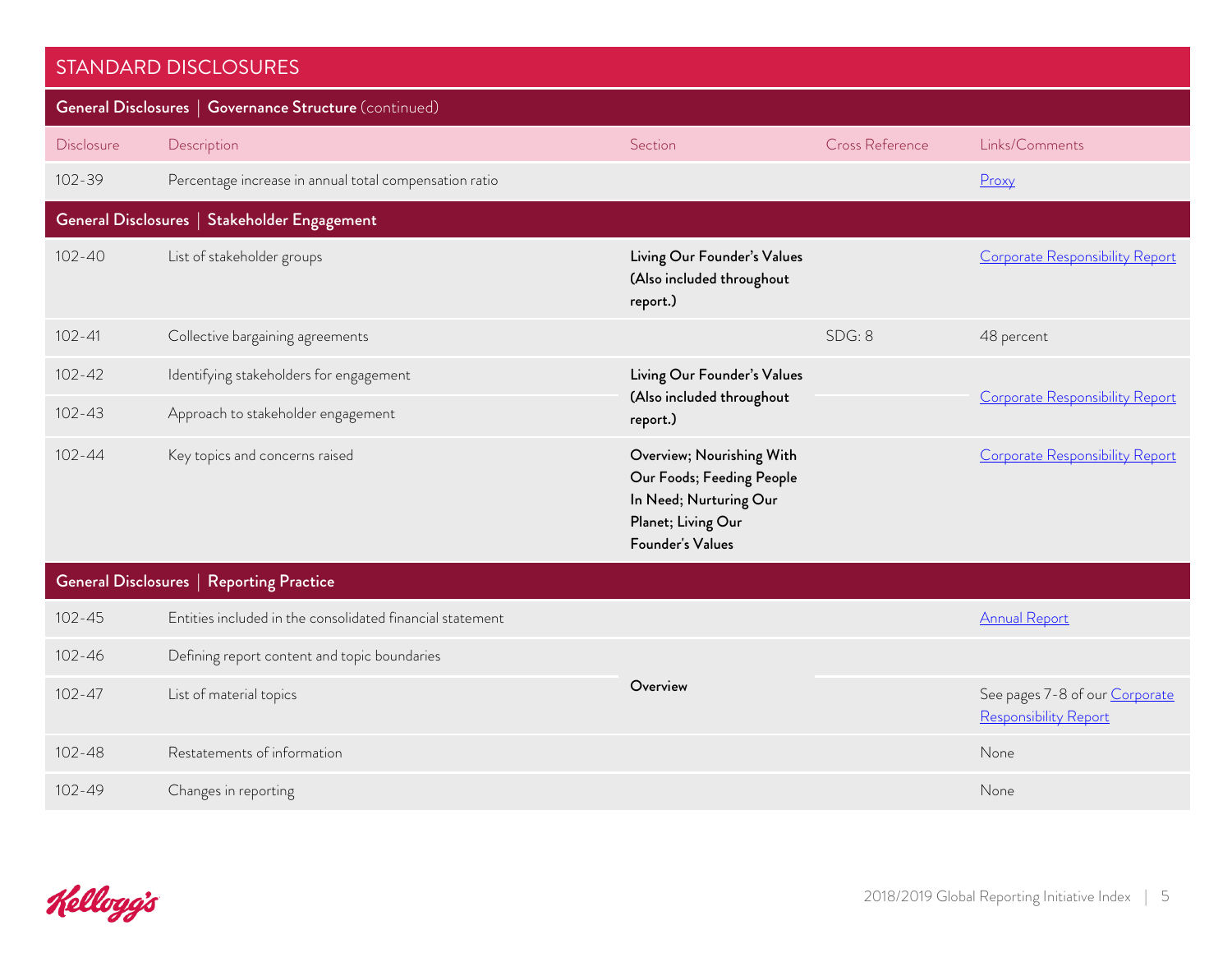## STANDARD DISCLOSURES

| Disclosure | Description | Section | Cross Reference | Links/Comments |
|---|---|---|---|---|
| **General Disclosures \| Governance Structure** (continued) | | | | |
| 102-39 | Percentage increase in annual total compensation ratio | | | Proxy |
| **General Disclosures \| Stakeholder Engagement** | | | | |
| 102-40 | List of stakeholder groups | **Living Our Founder's Values (Also included throughout report.)** | | Corporate Responsibility Report |
| 102-41 | Collective bargaining agreements | | SDG: 8 | 48 percent |
| 102-42 | Identifying stakeholders for engagement | **Living Our Founder's Values (Also included throughout report.)** | | Corporate Responsibility Report |
| 102-43 | Approach to stakeholder engagement | **Living Our Founder's Values (Also included throughout report.)** | | Corporate Responsibility Report |
| 102-44 | Key topics and concerns raised | **Overview; Nourishing With Our Foods; Feeding People In Need; Nurturing Our Planet; Living Our Founder's Values** | | Corporate Responsibility Report |
| **General Disclosures \| Reporting Practice** | | | | |
| 102-45 | Entities included in the consolidated financial statement | | | Annual Report |
| 102-46 | Defining report content and topic boundaries | **Overview** | | |
| 102-47 | List of material topics | **Overview** | | See pages 7-8 of our Corporate Responsibility Report |
| 102-48 | Restatements of information | | | None |
| 102-49 | Changes in reporting | | | None |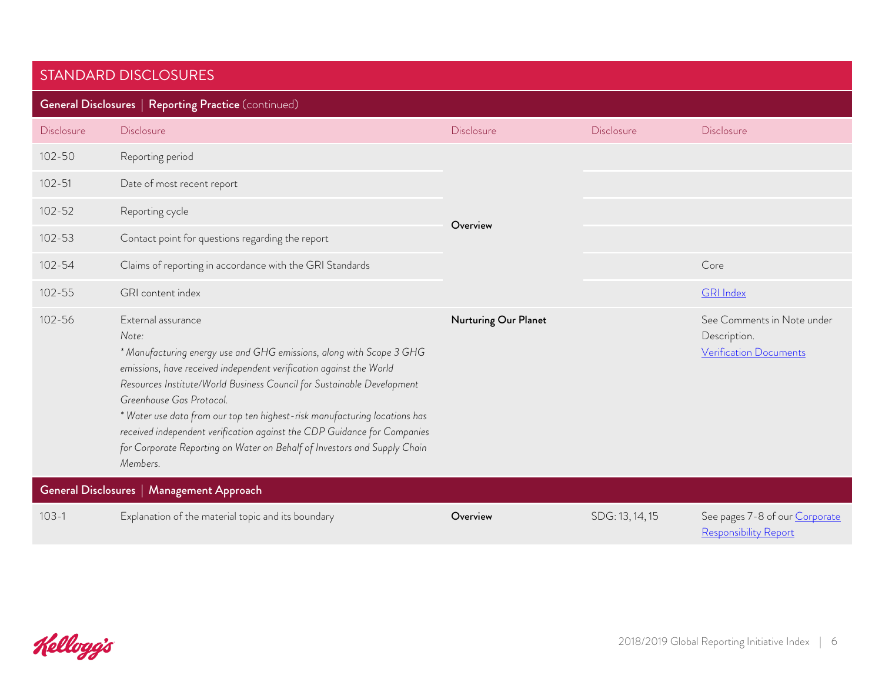## STANDARD DISCLOSURES

| General Disclosures \| Reporting Practice (continued) | | | | |
|---|---|---|---|---|
| Disclosure | Disclosure | Disclosure | Disclosure | Disclosure |
| 102-50 | Reporting period | **Overview** | | |
| 102-51 | Date of most recent report | | | |
| 102-52 | Reporting cycle | | | |
| 102-53 | Contact point for questions regarding the report | | | |
| 102-54 | Claims of reporting in accordance with the GRI Standards | | | Core |
| 102-55 | GRI content index | | | [GRI Index] |
| 102-56 | External assurance<br>*Note:*<br>*\* Manufacturing energy use and GHG emissions, along with Scope 3 GHG emissions, have received independent verification against the World Resources Institute/World Business Council for Sustainable Development Greenhouse Gas Protocol.*<br>*\* Water use data from our top ten highest-risk manufacturing locations has received independent verification against the CDP Guidance for Companies for Corporate Reporting on Water on Behalf of Investors and Supply Chain Members.* | **Nurturing Our Planet** | | See Comments in Note under Description.<br>[Verification Documents] |
| **General Disclosures \| Management Approach** | | | | |
| 103-1 | Explanation of the material topic and its boundary | **Overview** | SDG: 13, 14, 15 | See pages 7-8 of our [Corporate Responsibility Report] |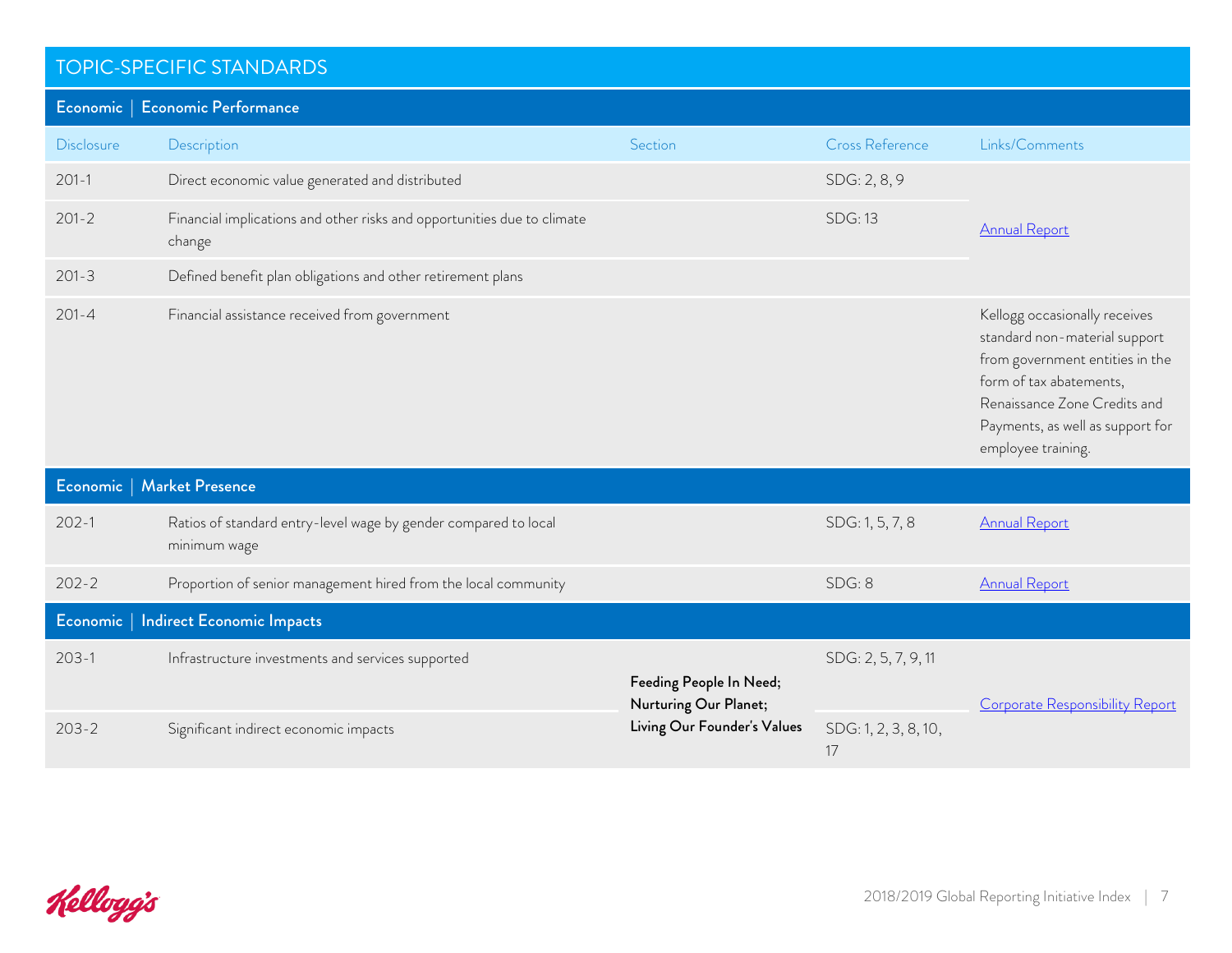## TOPIC-SPECIFIC STANDARDS

### Economic | Economic Performance

| Disclosure | Description | Section | Cross Reference | Links/Comments |
|---|---|---|---|---|
| 201-1 | Direct economic value generated and distributed | | SDG: 2, 8, 9 | Annual Report |
| 201-2 | Financial implications and other risks and opportunities due to climate change | | SDG: 13 | Annual Report |
| 201-3 | Defined benefit plan obligations and other retirement plans | | | Annual Report |
| 201-4 | Financial assistance received from government | | | Kellogg occasionally receives standard non-material support from government entities in the form of tax abatements, Renaissance Zone Credits and Payments, as well as support for employee training. |

### Economic | Market Presence

| Disclosure | Description | Section | Cross Reference | Links/Comments |
|---|---|---|---|---|
| 202-1 | Ratios of standard entry-level wage by gender compared to local minimum wage | | SDG: 1, 5, 7, 8 | Annual Report |
| 202-2 | Proportion of senior management hired from the local community | | SDG: 8 | Annual Report |

### Economic | Indirect Economic Impacts

| Disclosure | Description | Section | Cross Reference | Links/Comments |
|---|---|---|---|---|
| 203-1 | Infrastructure investments and services supported | **Feeding People In Need; Nurturing Our Planet; Living Our Founder's Values** | SDG: 2, 5, 7, 9, 11 | Corporate Responsibility Report |
| 203-2 | Significant indirect economic impacts | **Feeding People In Need; Nurturing Our Planet; Living Our Founder's Values** | SDG: 1, 2, 3, 8, 10, 17 | Corporate Responsibility Report |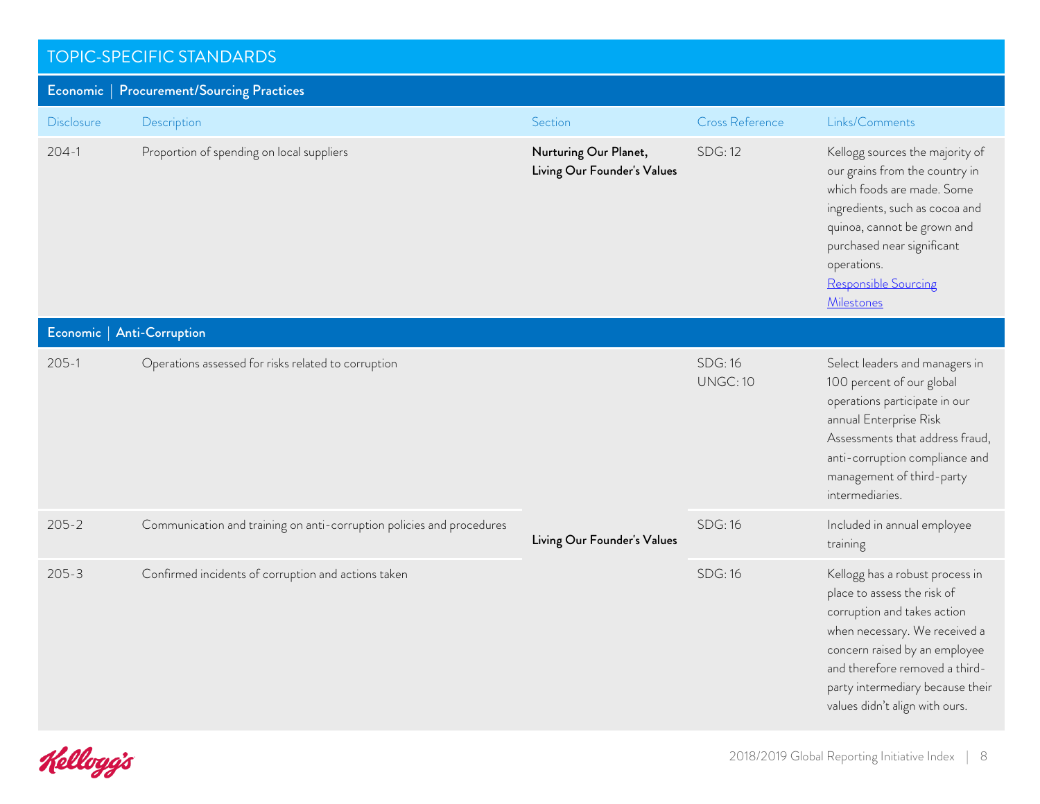## TOPIC-SPECIFIC STANDARDS

### Economic | Procurement/Sourcing Practices

| Disclosure | Description | Section | Cross Reference | Links/Comments |
|---|---|---|---|---|
| 204-1 | Proportion of spending on local suppliers | **Nurturing Our Planet, Living Our Founder's Values** | SDG: 12 | Kellogg sources the majority of our grains from the country in which foods are made. Some ingredients, such as cocoa and quinoa, cannot be grown and purchased near significant operations. [Responsible Sourcing Milestones]() |

### Economic | Anti-Corruption

| Disclosure | Description | Section | Cross Reference | Links/Comments |
|---|---|---|---|---|
| 205-1 | Operations assessed for risks related to corruption | **Living Our Founder's Values** | SDG: 16<br>UNGC: 10 | Select leaders and managers in 100 percent of our global operations participate in our annual Enterprise Risk Assessments that address fraud, anti-corruption compliance and management of third-party intermediaries. |
| 205-2 | Communication and training on anti-corruption policies and procedures | **Living Our Founder's Values** | SDG: 16 | Included in annual employee training |
| 205-3 | Confirmed incidents of corruption and actions taken | **Living Our Founder's Values** | SDG: 16 | Kellogg has a robust process in place to assess the risk of corruption and takes action when necessary. We received a concern raised by an employee and therefore removed a third-party intermediary because their values didn't align with ours. |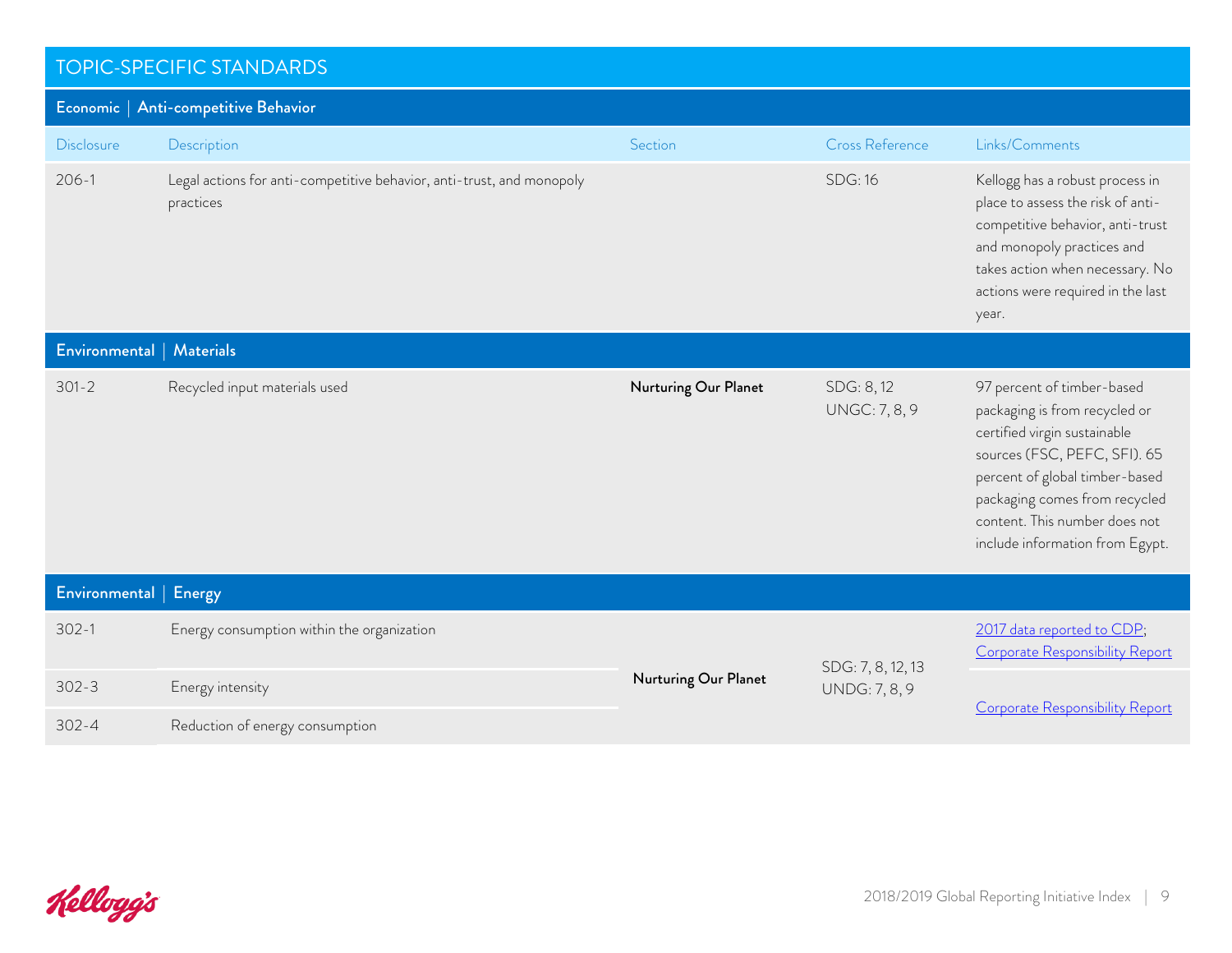## TOPIC-SPECIFIC STANDARDS

### Economic | Anti-competitive Behavior

| Disclosure | Description | Section | Cross Reference | Links/Comments |
|---|---|---|---|---|
| 206-1 | Legal actions for anti-competitive behavior, anti-trust, and monopoly practices | | SDG: 16 | Kellogg has a robust process in place to assess the risk of anti-competitive behavior, anti-trust and monopoly practices and takes action when necessary. No actions were required in the last year. |

### Environmental | Materials

| Disclosure | Description | Section | Cross Reference | Links/Comments |
|---|---|---|---|---|
| 301-2 | Recycled input materials used | **Nurturing Our Planet** | SDG: 8, 12<br>UNGC: 7, 8, 9 | 97 percent of timber-based packaging is from recycled or certified virgin sustainable sources (FSC, PEFC, SFI). 65 percent of global timber-based packaging comes from recycled content. This number does not include information from Egypt. |

### Environmental | Energy

| Disclosure | Description | Section | Cross Reference | Links/Comments |
|---|---|---|---|---|
| 302-1 | Energy consumption within the organization | **Nurturing Our Planet** | SDG: 7, 8, 12, 13<br>UNDG: 7, 8, 9 | 2017 data reported to CDP; Corporate Responsibility Report |
| 302-3 | Energy intensity | | | Corporate Responsibility Report |
| 302-4 | Reduction of energy consumption | | | |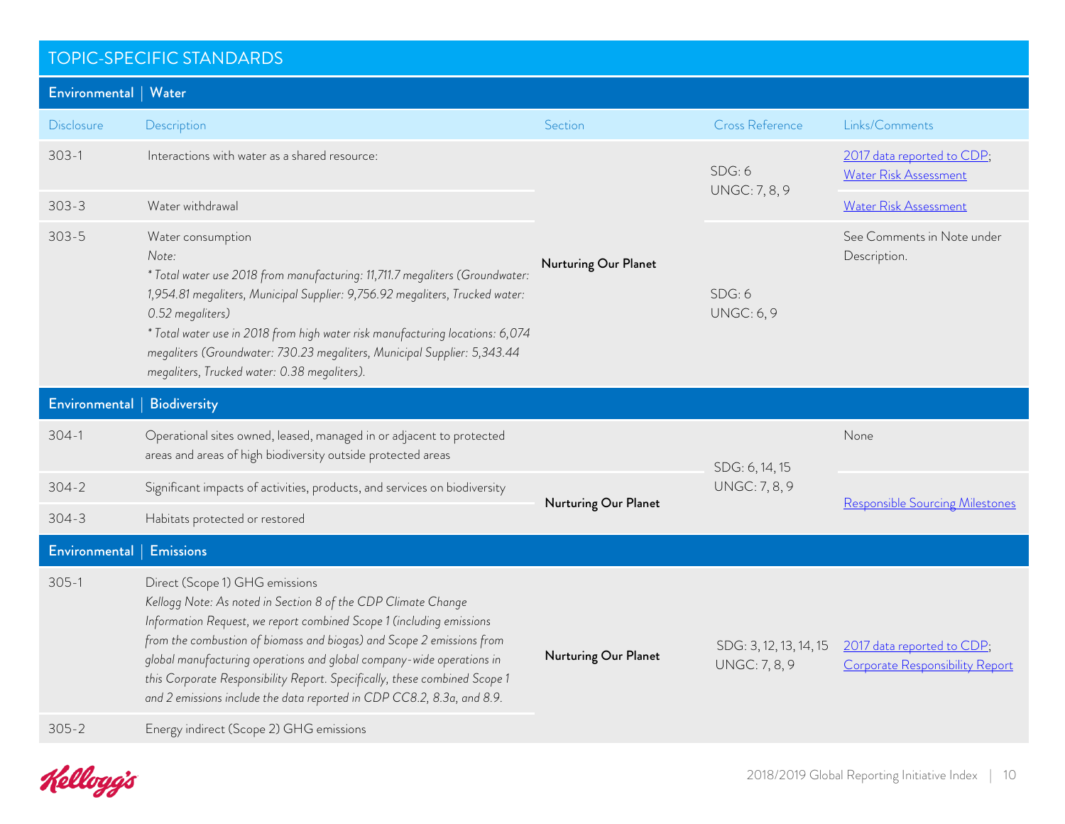## TOPIC-SPECIFIC STANDARDS

### Environmental | Water

| Disclosure | Description | Section | Cross Reference | Links/Comments |
|---|---|---|---|---|
| 303-1 | Interactions with water as a shared resource: | Nurturing Our Planet | SDG: 6<br>UNGC: 7, 8, 9 | 2017 data reported to CDP; Water Risk Assessment |
| 303-3 | Water withdrawal | Nurturing Our Planet | SDG: 6<br>UNGC: 7, 8, 9 | Water Risk Assessment |
| 303-5 | Water consumption<br>*Note:*<br>*\* Total water use 2018 from manufacturing: 11,711.7 megaliters (Groundwater: 1,954.81 megaliters, Municipal Supplier: 9,756.92 megaliters, Trucked water: 0.52 megaliters)*<br>*\* Total water use in 2018 from high water risk manufacturing locations: 6,074 megaliters (Groundwater: 730.23 megaliters, Municipal Supplier: 5,343.44 megaliters, Trucked water: 0.38 megaliters).* | Nurturing Our Planet | SDG: 6<br>UNGC: 6, 9 | See Comments in Note under Description. |

### Environmental | Biodiversity

| Disclosure | Description | Section | Cross Reference | Links/Comments |
|---|---|---|---|---|
| 304-1 | Operational sites owned, leased, managed in or adjacent to protected areas and areas of high biodiversity outside protected areas | Nurturing Our Planet | SDG: 6, 14, 15<br>UNGC: 7, 8, 9 | None |
| 304-2 | Significant impacts of activities, products, and services on biodiversity | Nurturing Our Planet | SDG: 6, 14, 15<br>UNGC: 7, 8, 9 | Responsible Sourcing Milestones |
| 304-3 | Habitats protected or restored | Nurturing Our Planet | SDG: 6, 14, 15<br>UNGC: 7, 8, 9 | Responsible Sourcing Milestones |

### Environmental | Emissions

| Disclosure | Description | Section | Cross Reference | Links/Comments |
|---|---|---|---|---|
| 305-1 | Direct (Scope 1) GHG emissions<br>*Kellogg Note: As noted in Section 8 of the CDP Climate Change Information Request, we report combined Scope 1 (including emissions from the combustion of biomass and biogas) and Scope 2 emissions from global manufacturing operations and global company-wide operations in this Corporate Responsibility Report. Specifically, these combined Scope 1 and 2 emissions include the data reported in CDP CC8.2, 8.3a, and 8.9.* | Nurturing Our Planet | SDG: 3, 12, 13, 14, 15<br>UNGC: 7, 8, 9 | 2017 data reported to CDP; Corporate Responsibility Report |
| 305-2 | Energy indirect (Scope 2) GHG emissions | Nurturing Our Planet | SDG: 3, 12, 13, 14, 15<br>UNGC: 7, 8, 9 | 2017 data reported to CDP; Corporate Responsibility Report |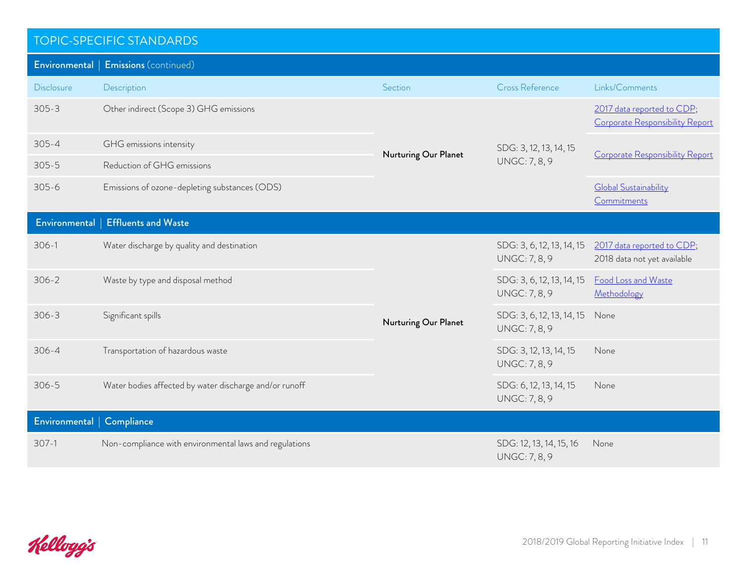## TOPIC-SPECIFIC STANDARDS

### Environmental | Emissions (continued)

| Disclosure | Description | Section | Cross Reference | Links/Comments |
|---|---|---|---|---|
| 305-3 | Other indirect (Scope 3) GHG emissions | Nurturing Our Planet | SDG: 3, 12, 13, 14, 15<br>UNGC: 7, 8, 9 | 2017 data reported to CDP; Corporate Responsibility Report |
| 305-4 | GHG emissions intensity | Nurturing Our Planet | SDG: 3, 12, 13, 14, 15<br>UNGC: 7, 8, 9 | Corporate Responsibility Report |
| 305-5 | Reduction of GHG emissions | Nurturing Our Planet | SDG: 3, 12, 13, 14, 15<br>UNGC: 7, 8, 9 | Corporate Responsibility Report |
| 305-6 | Emissions of ozone-depleting substances (ODS) | Nurturing Our Planet | SDG: 3, 12, 13, 14, 15<br>UNGC: 7, 8, 9 | Global Sustainability Commitments |

### Environmental | Effluents and Waste

| Disclosure | Description | Section | Cross Reference | Links/Comments |
|---|---|---|---|---|
| 306-1 | Water discharge by quality and destination | Nurturing Our Planet | SDG: 3, 6, 12, 13, 14, 15<br>UNGC: 7, 8, 9 | 2017 data reported to CDP; 2018 data not yet available |
| 306-2 | Waste by type and disposal method | Nurturing Our Planet | SDG: 3, 6, 12, 13, 14, 15<br>UNGC: 7, 8, 9 | Food Loss and Waste Methodology |
| 306-3 | Significant spills | Nurturing Our Planet | SDG: 3, 6, 12, 13, 14, 15<br>UNGC: 7, 8, 9 | None |
| 306-4 | Transportation of hazardous waste | Nurturing Our Planet | SDG: 3, 12, 13, 14, 15<br>UNGC: 7, 8, 9 | None |
| 306-5 | Water bodies affected by water discharge and/or runoff | Nurturing Our Planet | SDG: 6, 12, 13, 14, 15<br>UNGC: 7, 8, 9 | None |

### Environmental | Compliance

| Disclosure | Description | Section | Cross Reference | Links/Comments |
|---|---|---|---|---|
| 307-1 | Non-compliance with environmental laws and regulations | | SDG: 12, 13, 14, 15, 16<br>UNGC: 7, 8, 9 | None |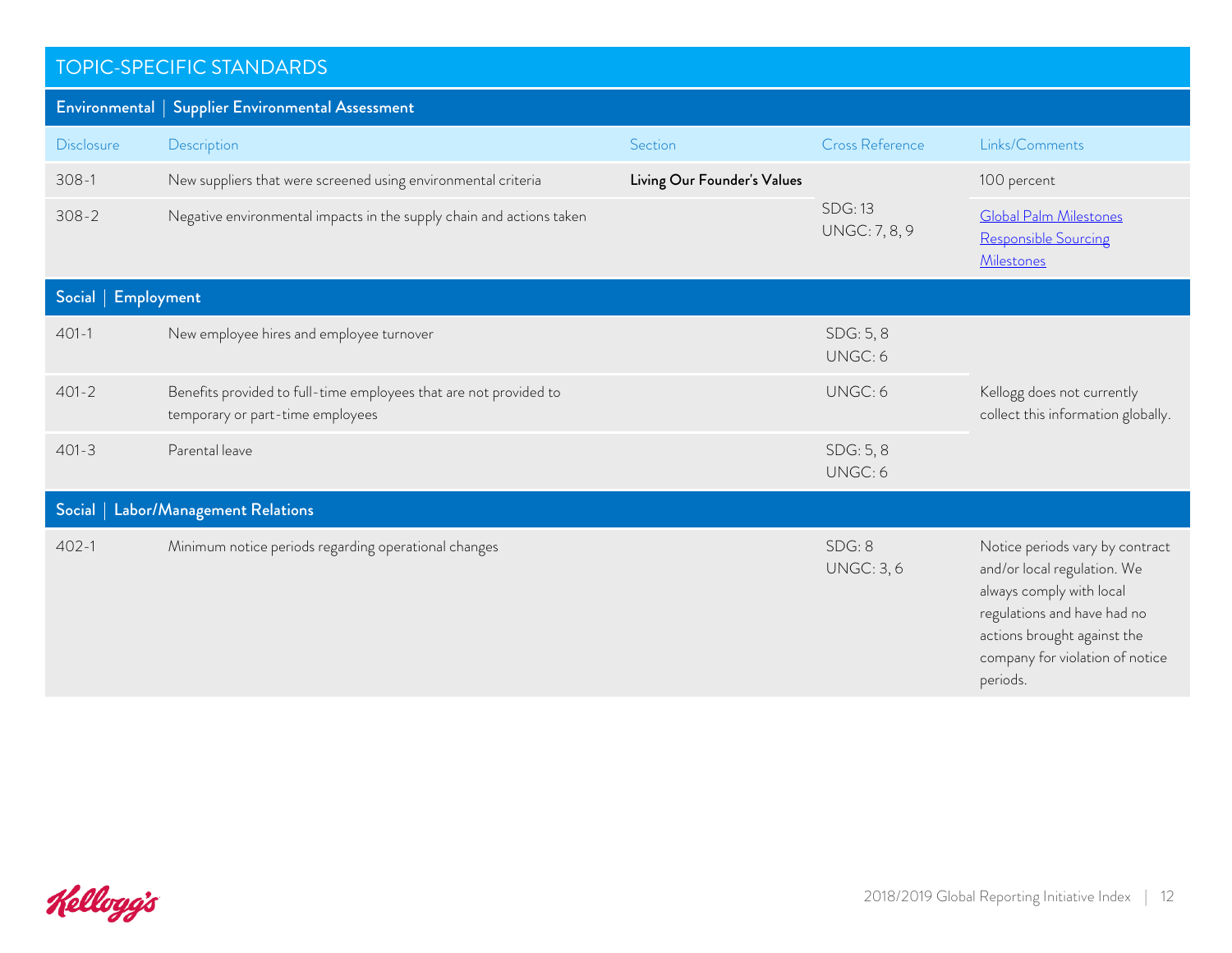## TOPIC-SPECIFIC STANDARDS

### Environmental | Supplier Environmental Assessment

| Disclosure | Description | Section | Cross Reference | Links/Comments |
|---|---|---|---|---|
| 308-1 | New suppliers that were screened using environmental criteria | **Living Our Founder's Values** | SDG: 13<br>UNGC: 7, 8, 9 | 100 percent |
| 308-2 | Negative environmental impacts in the supply chain and actions taken | | | Global Palm Milestones<br>Responsible Sourcing Milestones |

### Social | Employment

| Disclosure | Description | Section | Cross Reference | Links/Comments |
|---|---|---|---|---|
| 401-1 | New employee hires and employee turnover | | SDG: 5, 8<br>UNGC: 6 | Kellogg does not currently collect this information globally. |
| 401-2 | Benefits provided to full-time employees that are not provided to temporary or part-time employees | | UNGC: 6 | |
| 401-3 | Parental leave | | SDG: 5, 8<br>UNGC: 6 | |

### Social | Labor/Management Relations

| Disclosure | Description | Section | Cross Reference | Links/Comments |
|---|---|---|---|---|
| 402-1 | Minimum notice periods regarding operational changes | | SDG: 8<br>UNGC: 3, 6 | Notice periods vary by contract and/or local regulation. We always comply with local regulations and have had no actions brought against the company for violation of notice periods. |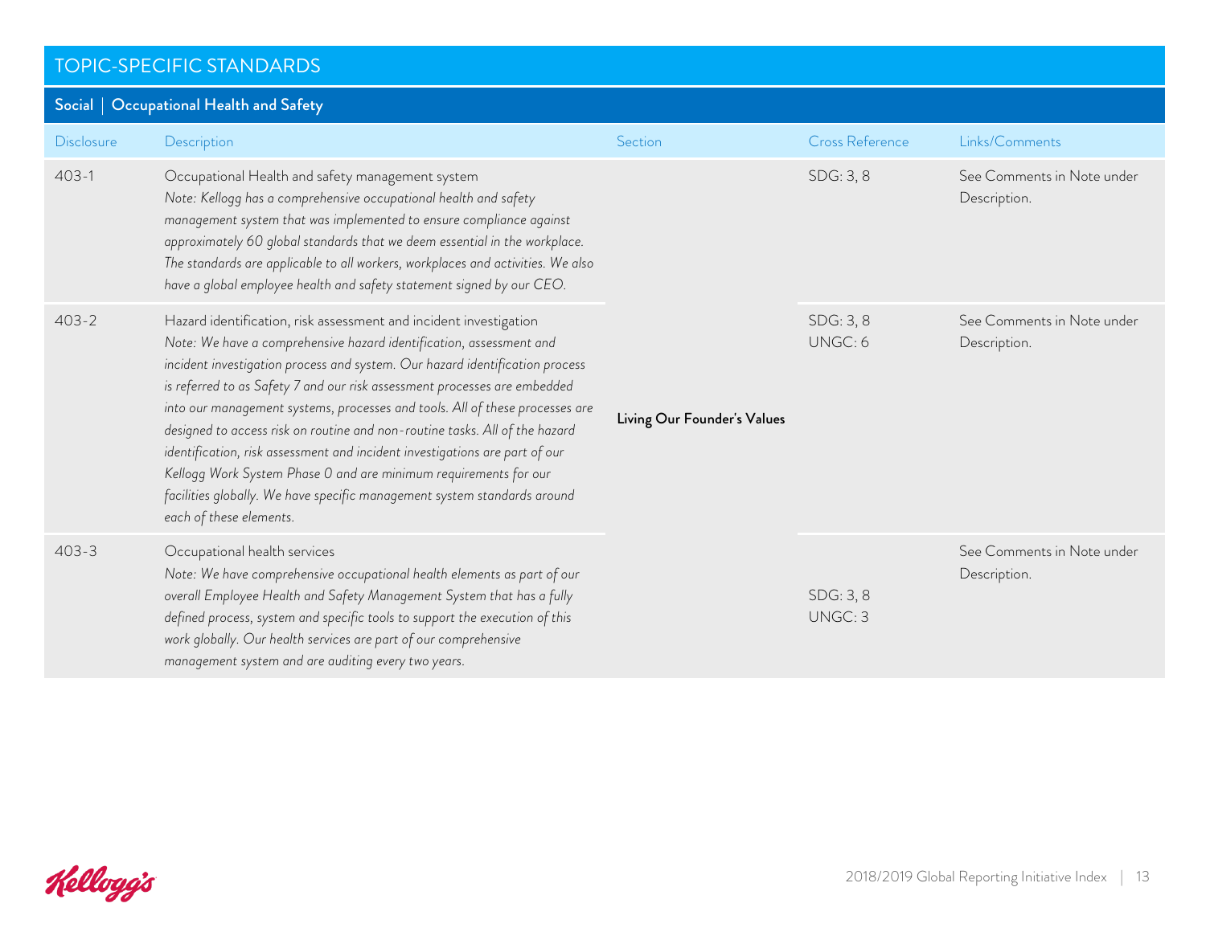## TOPIC-SPECIFIC STANDARDS

### Social | Occupational Health and Safety

| Disclosure | Description | Section | Cross Reference | Links/Comments |
|---|---|---|---|---|
| 403-1 | Occupational Health and safety management system<br>*Note: Kellogg has a comprehensive occupational health and safety management system that was implemented to ensure compliance against approximately 60 global standards that we deem essential in the workplace. The standards are applicable to all workers, workplaces and activities. We also have a global employee health and safety statement signed by our CEO.* | **Living Our Founder's Values** | SDG: 3, 8 | See Comments in Note under Description. |
| 403-2 | Hazard identification, risk assessment and incident investigation<br>*Note: We have a comprehensive hazard identification, assessment and incident investigation process and system. Our hazard identification process is referred to as Safety 7 and our risk assessment processes are embedded into our management systems, processes and tools. All of these processes are designed to access risk on routine and non-routine tasks. All of the hazard identification, risk assessment and incident investigations are part of our Kellogg Work System Phase 0 and are minimum requirements for our facilities globally. We have specific management system standards around each of these elements.* | **Living Our Founder's Values** | SDG: 3, 8<br>UNGC: 6 | See Comments in Note under Description. |
| 403-3 | Occupational health services<br>*Note: We have comprehensive occupational health elements as part of our overall Employee Health and Safety Management System that has a fully defined process, system and specific tools to support the execution of this work globally. Our health services are part of our comprehensive management system and are auditing every two years.* | **Living Our Founder's Values** | SDG: 3, 8<br>UNGC: 3 | See Comments in Note under Description. |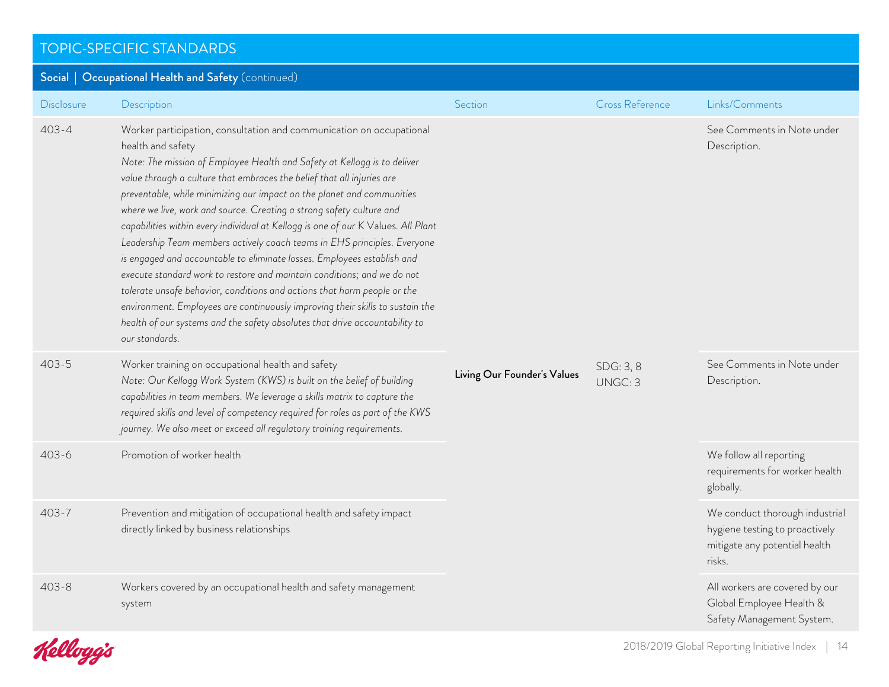## TOPIC-SPECIFIC STANDARDS

### Social | Occupational Health and Safety (continued)

| Disclosure | Description | Section | Cross Reference | Links/Comments |
|---|---|---|---|---|
| 403-4 | Worker participation, consultation and communication on occupational health and safety<br>*Note: The mission of Employee Health and Safety at Kellogg is to deliver value through a culture that embraces the belief that all injuries are preventable, while minimizing our impact on the planet and communities where we live, work and source. Creating a strong safety culture and capabilities within every individual at Kellogg is one of our K Values. All Plant Leadership Team members actively coach teams in EHS principles. Everyone is engaged and accountable to eliminate losses. Employees establish and execute standard work to restore and maintain conditions; and we do not tolerate unsafe behavior, conditions and actions that harm people or the environment. Employees are continuously improving their skills to sustain the health of our systems and the safety absolutes that drive accountability to our standards.* | | | See Comments in Note under Description. |
| 403-5 | Worker training on occupational health and safety<br>*Note: Our Kellogg Work System (KWS) is built on the belief of building capabilities in team members. We leverage a skills matrix to capture the required skills and level of competency required for roles as part of the KWS journey. We also meet or exceed all regulatory training requirements.* | **Living Our Founder's Values** | SDG: 3, 8<br>UNGC: 3 | See Comments in Note under Description. |
| 403-6 | Promotion of worker health | | | We follow all reporting requirements for worker health globally. |
| 403-7 | Prevention and mitigation of occupational health and safety impact directly linked by business relationships | | | We conduct thorough industrial hygiene testing to proactively mitigate any potential health risks. |
| 403-8 | Workers covered by an occupational health and safety management system | | | All workers are covered by our Global Employee Health & Safety Management System. |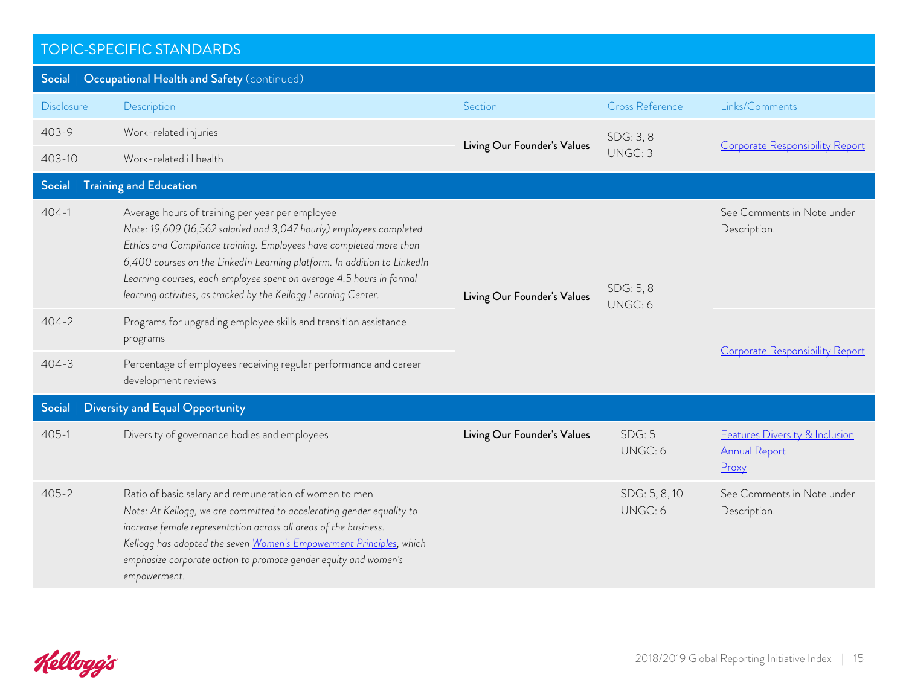## TOPIC-SPECIFIC STANDARDS

### Social | Occupational Health and Safety (continued)

| Disclosure | Description | Section | Cross Reference | Links/Comments |
| --- | --- | --- | --- | --- |
| 403-9 | Work-related injuries | **Living Our Founder's Values** | SDG: 3, 8<br>UNGC: 3 | Corporate Responsibility Report |
| 403-10 | Work-related ill health | | | |

### Social | Training and Education

| Disclosure | Description | Section | Cross Reference | Links/Comments |
| --- | --- | --- | --- | --- |
| 404-1 | Average hours of training per year per employee<br>*Note: 19,609 (16,562 salaried and 3,047 hourly) employees completed Ethics and Compliance training. Employees have completed more than 6,400 courses on the LinkedIn Learning platform. In addition to LinkedIn Learning courses, each employee spent on average 4.5 hours in formal learning activities, as tracked by the Kellogg Learning Center.* | **Living Our Founder's Values** | SDG: 5, 8<br>UNGC: 6 | See Comments in Note under Description. |
| 404-2 | Programs for upgrading employee skills and transition assistance programs | | | Corporate Responsibility Report |
| 404-3 | Percentage of employees receiving regular performance and career development reviews | | | |

### Social | Diversity and Equal Opportunity

| Disclosure | Description | Section | Cross Reference | Links/Comments |
| --- | --- | --- | --- | --- |
| 405-1 | Diversity of governance bodies and employees | **Living Our Founder's Values** | SDG: 5<br>UNGC: 6 | Features Diversity & Inclusion<br>Annual Report<br>Proxy |
| 405-2 | Ratio of basic salary and remuneration of women to men<br>*Note: At Kellogg, we are committed to accelerating gender equality to increase female representation across all areas of the business. Kellogg has adopted the seven Women's Empowerment Principles, which emphasize corporate action to promote gender equity and women's empowerment.* | | SDG: 5, 8, 10<br>UNGC: 6 | See Comments in Note under Description. |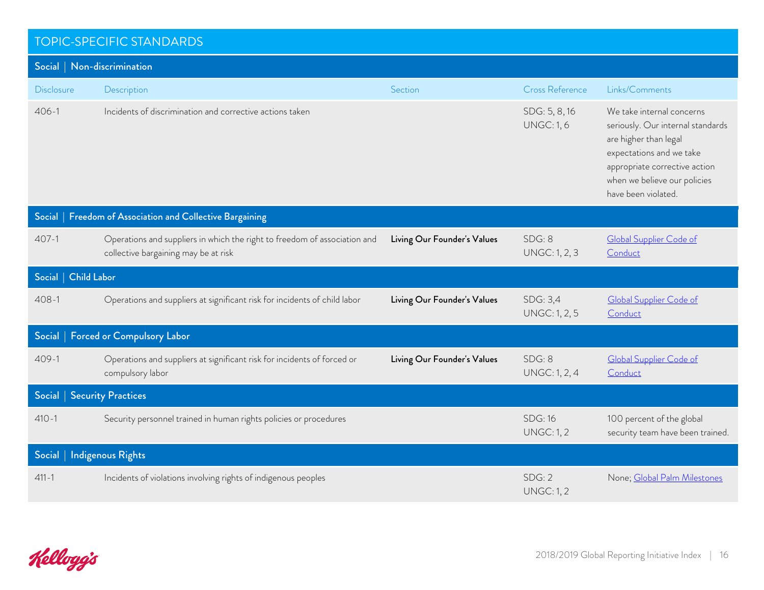## TOPIC-SPECIFIC STANDARDS

### Social | Non-discrimination

| Disclosure | Description | Section | Cross Reference | Links/Comments |
|---|---|---|---|---|
| 406-1 | Incidents of discrimination and corrective actions taken | | SDG: 5, 8, 16<br>UNGC: 1, 6 | We take internal concerns seriously. Our internal standards are higher than legal expectations and we take appropriate corrective action when we believe our policies have been violated. |

### Social | Freedom of Association and Collective Bargaining

| Disclosure | Description | Section | Cross Reference | Links/Comments |
|---|---|---|---|---|
| 407-1 | Operations and suppliers in which the right to freedom of association and collective bargaining may be at risk | **Living Our Founder's Values** | SDG: 8<br>UNGC: 1, 2, 3 | Global Supplier Code of Conduct |

### Social | Child Labor

| Disclosure | Description | Section | Cross Reference | Links/Comments |
|---|---|---|---|---|
| 408-1 | Operations and suppliers at significant risk for incidents of child labor | **Living Our Founder's Values** | SDG: 3,4<br>UNGC: 1, 2, 5 | Global Supplier Code of Conduct |

### Social | Forced or Compulsory Labor

| Disclosure | Description | Section | Cross Reference | Links/Comments |
|---|---|---|---|---|
| 409-1 | Operations and suppliers at significant risk for incidents of forced or compulsory labor | **Living Our Founder's Values** | SDG: 8<br>UNGC: 1, 2, 4 | Global Supplier Code of Conduct |

### Social | Security Practices

| Disclosure | Description | Section | Cross Reference | Links/Comments |
|---|---|---|---|---|
| 410-1 | Security personnel trained in human rights policies or procedures | | SDG: 16<br>UNGC: 1, 2 | 100 percent of the global security team have been trained. |

### Social | Indigenous Rights

| Disclosure | Description | Section | Cross Reference | Links/Comments |
|---|---|---|---|---|
| 411-1 | Incidents of violations involving rights of indigenous peoples | | SDG: 2<br>UNGC: 1, 2 | None; Global Palm Milestones |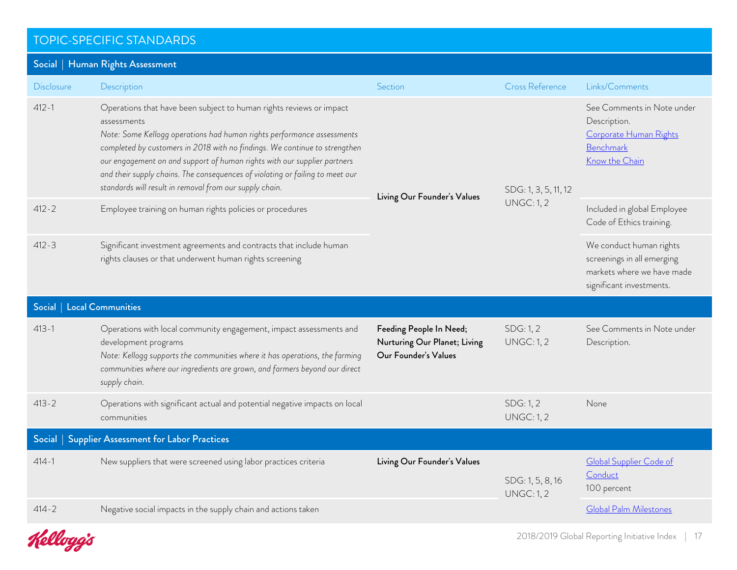## TOPIC-SPECIFIC STANDARDS

### Social | Human Rights Assessment

| Disclosure | Description | Section | Cross Reference | Links/Comments |
|---|---|---|---|---|
| 412-1 | Operations that have been subject to human rights reviews or impact assessments<br>*Note: Some Kellogg operations had human rights performance assessments completed by customers in 2018 with no findings. We continue to strengthen our engagement on and support of human rights with our supplier partners and their supply chains. The consequences of violating or failing to meet our standards will result in removal from our supply chain.* | **Living Our Founder's Values** | SDG: 1, 3, 5, 11, 12<br>UNGC: 1, 2 | See Comments in Note under Description.<br>Corporate Human Rights Benchmark<br>Know the Chain |
| 412-2 | Employee training on human rights policies or procedures | | | Included in global Employee Code of Ethics training. |
| 412-3 | Significant investment agreements and contracts that include human rights clauses or that underwent human rights screening | | | We conduct human rights screenings in all emerging markets where we have made significant investments. |

### Social | Local Communities

| Disclosure | Description | Section | Cross Reference | Links/Comments |
|---|---|---|---|---|
| 413-1 | Operations with local community engagement, impact assessments and development programs<br>*Note: Kellogg supports the communities where it has operations, the farming communities where our ingredients are grown, and farmers beyond our direct supply chain.* | **Feeding People In Need; Nurturing Our Planet; Living Our Founder's Values** | SDG: 1, 2<br>UNGC: 1, 2 | See Comments in Note under Description. |
| 413-2 | Operations with significant actual and potential negative impacts on local communities | | SDG: 1, 2<br>UNGC: 1, 2 | None |

### Social | Supplier Assessment for Labor Practices

| Disclosure | Description | Section | Cross Reference | Links/Comments |
|---|---|---|---|---|
| 414-1 | New suppliers that were screened using labor practices criteria | **Living Our Founder's Values** | SDG: 1, 5, 8, 16<br>UNGC: 1, 2 | Global Supplier Code of Conduct<br>100 percent |
| 414-2 | Negative social impacts in the supply chain and actions taken | | | Global Palm Milestones |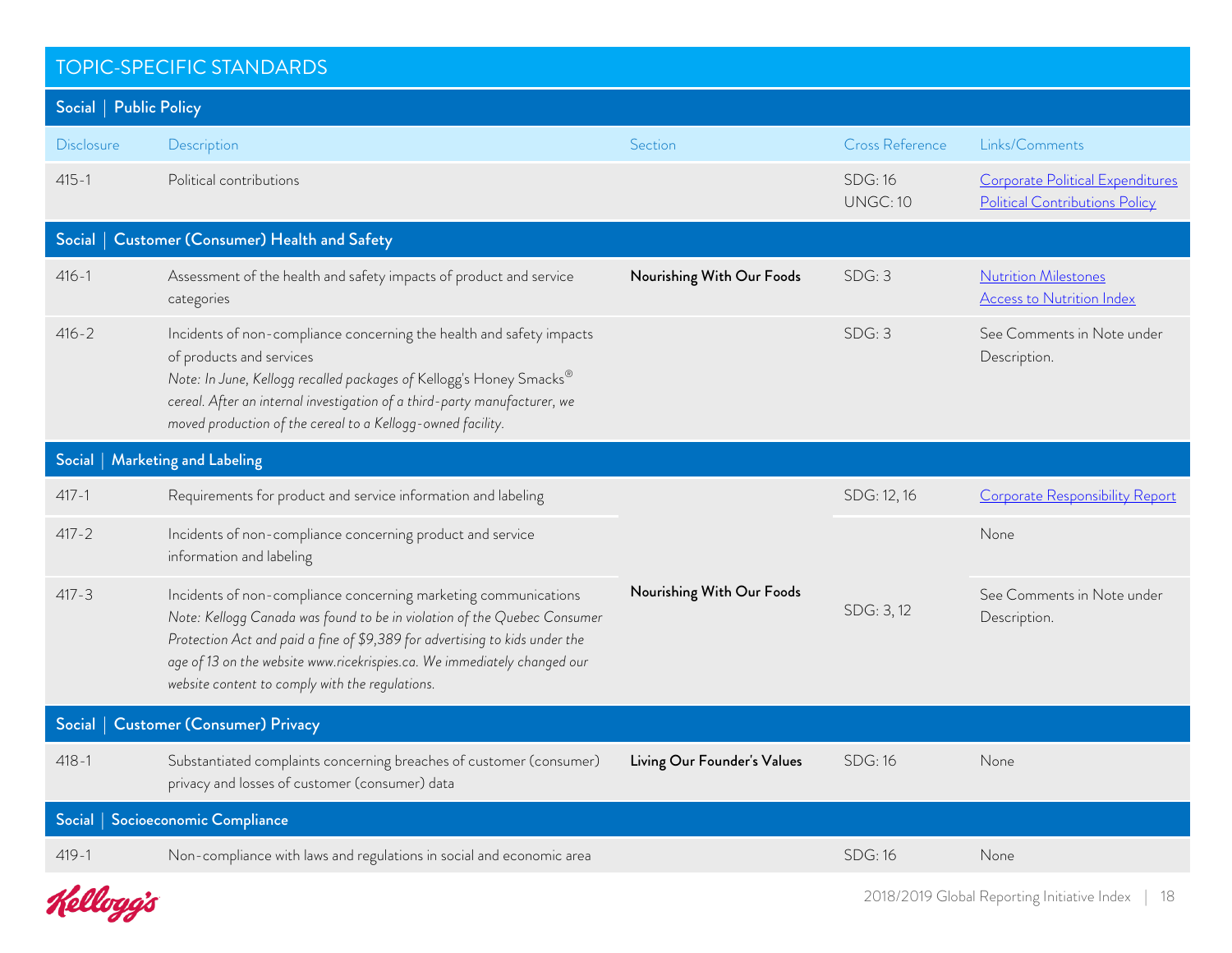## TOPIC-SPECIFIC STANDARDS

### Social | Public Policy

| Disclosure | Description | Section | Cross Reference | Links/Comments |
|---|---|---|---|---|
| 415-1 | Political contributions | | SDG: 16<br>UNGC: 10 | Corporate Political Expenditures<br>Political Contributions Policy |

### Social | Customer (Consumer) Health and Safety

| Disclosure | Description | Section | Cross Reference | Links/Comments |
|---|---|---|---|---|
| 416-1 | Assessment of the health and safety impacts of product and service categories | **Nourishing With Our Foods** | SDG: 3 | Nutrition Milestones<br>Access to Nutrition Index |
| 416-2 | Incidents of non-compliance concerning the health and safety impacts of products and services<br>*Note: In June, Kellogg recalled packages of* Kellogg's Honey Smacks® *cereal. After an internal investigation of a third-party manufacturer, we moved production of the cereal to a Kellogg-owned facility.* | | SDG: 3 | See Comments in Note under Description. |

### Social | Marketing and Labeling

| Disclosure | Description | Section | Cross Reference | Links/Comments |
|---|---|---|---|---|
| 417-1 | Requirements for product and service information and labeling | **Nourishing With Our Foods** | SDG: 12, 16 | Corporate Responsibility Report |
| 417-2 | Incidents of non-compliance concerning product and service information and labeling | **Nourishing With Our Foods** | SDG: 3, 12 | None |
| 417-3 | Incidents of non-compliance concerning marketing communications<br>*Note: Kellogg Canada was found to be in violation of the Quebec Consumer Protection Act and paid a fine of $9,389 for advertising to kids under the age of 13 on the website www.ricekrispies.ca. We immediately changed our website content to comply with the regulations.* | **Nourishing With Our Foods** | SDG: 3, 12 | See Comments in Note under Description. |

### Social | Customer (Consumer) Privacy

| Disclosure | Description | Section | Cross Reference | Links/Comments |
|---|---|---|---|---|
| 418-1 | Substantiated complaints concerning breaches of customer (consumer) privacy and losses of customer (consumer) data | **Living Our Founder's Values** | SDG: 16 | None |

### Social | Socioeconomic Compliance

| Disclosure | Description | Section | Cross Reference | Links/Comments |
|---|---|---|---|---|
| 419-1 | Non-compliance with laws and regulations in social and economic area | | SDG: 16 | None |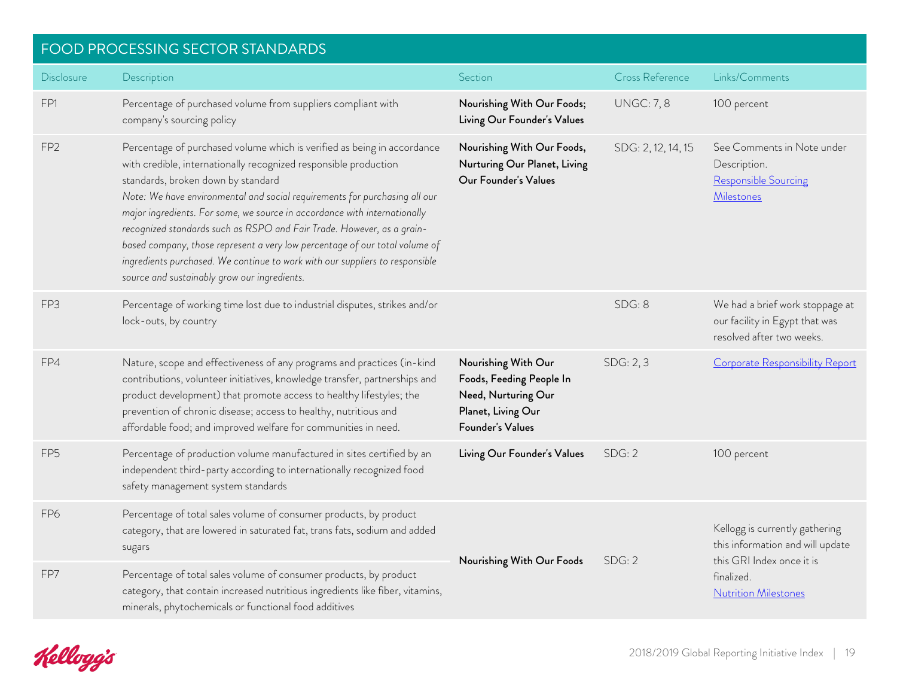## FOOD PROCESSING SECTOR STANDARDS

| Disclosure | Description | Section | Cross Reference | Links/Comments |
|---|---|---|---|---|
| FP1 | Percentage of purchased volume from suppliers compliant with company's sourcing policy | **Nourishing With Our Foods; Living Our Founder's Values** | UNGC: 7, 8 | 100 percent |
| FP2 | Percentage of purchased volume which is verified as being in accordance with credible, internationally recognized responsible production standards, broken down by standard<br>*Note: We have environmental and social requirements for purchasing all our major ingredients. For some, we source in accordance with internationally recognized standards such as RSPO and Fair Trade. However, as a grain-based company, those represent a very low percentage of our total volume of ingredients purchased. We continue to work with our suppliers to responsible source and sustainably grow our ingredients.* | **Nourishing With Our Foods, Nurturing Our Planet, Living Our Founder's Values** | SDG: 2, 12, 14, 15 | See Comments in Note under Description.<br>Responsible Sourcing Milestones |
| FP3 | Percentage of working time lost due to industrial disputes, strikes and/or lock-outs, by country | | SDG: 8 | We had a brief work stoppage at our facility in Egypt that was resolved after two weeks. |
| FP4 | Nature, scope and effectiveness of any programs and practices (in-kind contributions, volunteer initiatives, knowledge transfer, partnerships and product development) that promote access to healthy lifestyles; the prevention of chronic disease; access to healthy, nutritious and affordable food; and improved welfare for communities in need. | **Nourishing With Our Foods, Feeding People In Need, Nurturing Our Planet, Living Our Founder's Values** | SDG: 2, 3 | Corporate Responsibility Report |
| FP5 | Percentage of production volume manufactured in sites certified by an independent third-party according to internationally recognized food safety management system standards | **Living Our Founder's Values** | SDG: 2 | 100 percent |
| FP6 | Percentage of total sales volume of consumer products, by product category, that are lowered in saturated fat, trans fats, sodium and added sugars | **Nourishing With Our Foods** | SDG: 2 | Kellogg is currently gathering this information and will update this GRI Index once it is finalized.<br>Nutrition Milestones |
| FP7 | Percentage of total sales volume of consumer products, by product category, that contain increased nutritious ingredients like fiber, vitamins, minerals, phytochemicals or functional food additives | **Nourishing With Our Foods** | SDG: 2 | Kellogg is currently gathering this information and will update this GRI Index once it is finalized.<br>Nutrition Milestones |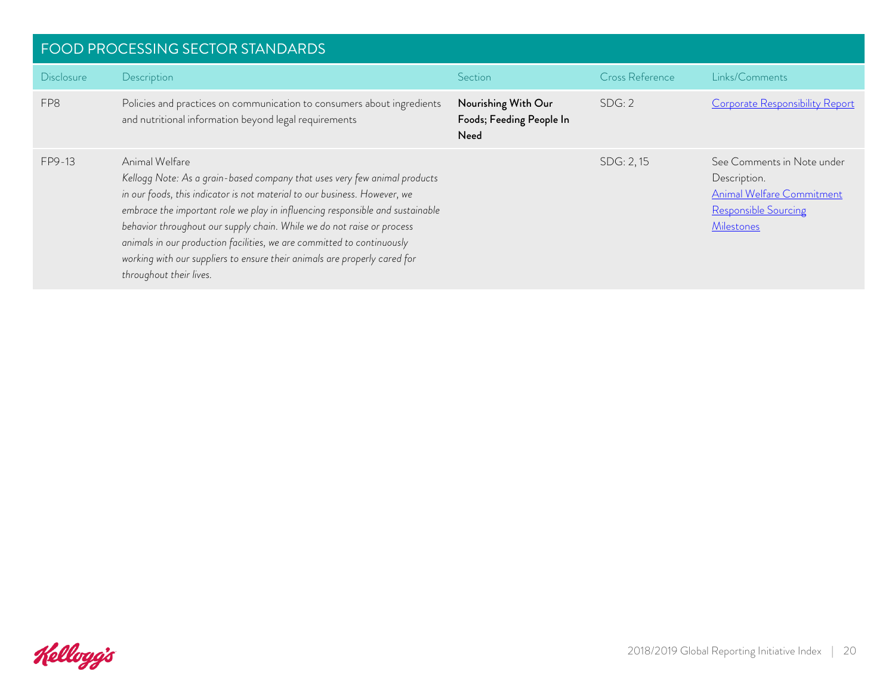## FOOD PROCESSING SECTOR STANDARDS

| Disclosure | Description | Section | Cross Reference | Links/Comments |
|---|---|---|---|---|
| FP8 | Policies and practices on communication to consumers about ingredients and nutritional information beyond legal requirements | **Nourishing With Our Foods; Feeding People In Need** | SDG: 2 | Corporate Responsibility Report |
| FP9-13 | Animal Welfare *Kellogg Note: As a grain-based company that uses very few animal products in our foods, this indicator is not material to our business. However, we embrace the important role we play in influencing responsible and sustainable behavior throughout our supply chain. While we do not raise or process animals in our production facilities, we are committed to continuously working with our suppliers to ensure their animals are properly cared for throughout their lives.* | | SDG: 2, 15 | See Comments in Note under Description. Animal Welfare Commitment Responsible Sourcing Milestones |